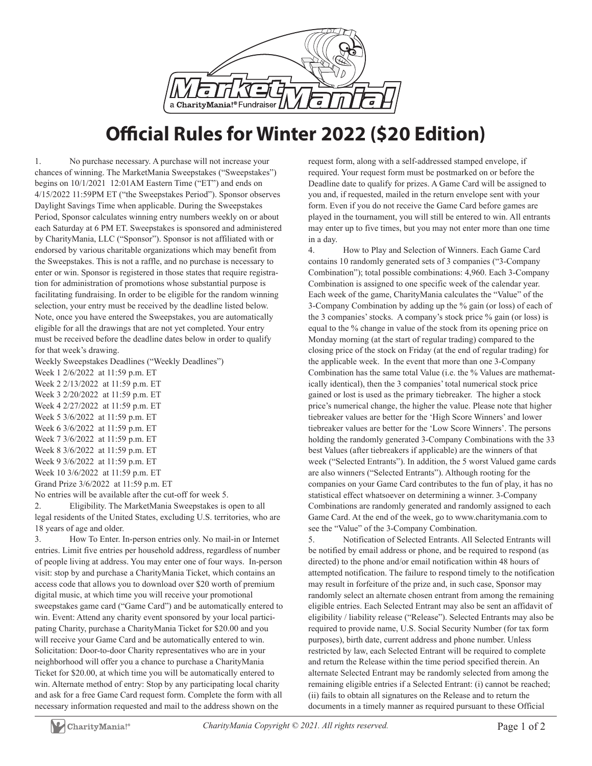# Official Rules for Winter 2022 ($20 Edition)

1. No purchase necessary. A purchase will not increase your chances of winning. The MarketMania Sweepstakes ("Sweepstakes") begins on 10/1/2021 12:01AM Eastern Time ("ET") and ends on 4/15/2022 11:59PM ET ("the Sweepstakes Period"). Sponsor observes Daylight Savings Time when applicable. During the Sweepstakes Period, Sponsor calculates winning entry numbers weekly on or about each Saturday at 6 PM ET. Sweepstakes is sponsored and administered by CharityMania, LLC ("Sponsor"). Sponsor is not affiliated with or endorsed by various charitable organizations which may benefit from the Sweepstakes. This is not a raffle, and no purchase is necessary to enter or win. Sponsor is registered in those states that require registration for administration of promotions whose substantial purpose is facilitating fundraising. In order to be eligible for the random winning selection, your entry must be received by the deadline listed below. Note, once you have entered the Sweepstakes, you are automatically eligible for all the drawings that are not yet completed. Your entry must be received before the deadline dates below in order to qualify for that week's drawing.

Weekly Sweepstakes Deadlines ("Weekly Deadlines")
Week 1 2/6/2022 at 11:59 p.m. ET
Week 2 2/13/2022 at 11:59 p.m. ET
Week 3 2/20/2022 at 11:59 p.m. ET
Week 4 2/27/2022 at 11:59 p.m. ET
Week 5 3/6/2022 at 11:59 p.m. ET
Week 6 3/6/2022 at 11:59 p.m. ET
Week 7 3/6/2022 at 11:59 p.m. ET
Week 8 3/6/2022 at 11:59 p.m. ET
Week 9 3/6/2022 at 11:59 p.m. ET
Week 10 3/6/2022 at 11:59 p.m. ET
Grand Prize 3/6/2022 at 11:59 p.m. ET
No entries will be available after the cut-off for week 5.

2. Eligibility. The MarketMania Sweepstakes is open to all legal residents of the United States, excluding U.S. territories, who are 18 years of age and older.

3. How To Enter. In-person entries only. No mail-in or Internet entries. Limit five entries per household address, regardless of number of people living at address. You may enter one of four ways. In-person visit: stop by and purchase a CharityMania Ticket, which contains an access code that allows you to download over $20 worth of premium digital music, at which time you will receive your promotional sweepstakes game card ("Game Card") and be automatically entered to win. Event: Attend any charity event sponsored by your local participating Charity, purchase a CharityMania Ticket for $20.00 and you will receive your Game Card and be automatically entered to win. Solicitation: Door-to-door Charity representatives who are in your neighborhood will offer you a chance to purchase a CharityMania Ticket for $20.00, at which time you will be automatically entered to win. Alternate method of entry: Stop by any participating local charity and ask for a free Game Card request form. Complete the form with all necessary information requested and mail to the address shown on the request form, along with a self-addressed stamped envelope, if required. Your request form must be postmarked on or before the Deadline date to qualify for prizes. A Game Card will be assigned to you and, if requested, mailed in the return envelope sent with your form. Even if you do not receive the Game Card before games are played in the tournament, you will still be entered to win. All entrants may enter up to five times, but you may not enter more than one time in a day.

4. How to Play and Selection of Winners. Each Game Card contains 10 randomly generated sets of 3 companies ("3-Company Combination"); total possible combinations: 4,960. Each 3-Company Combination is assigned to one specific week of the calendar year. Each week of the game, CharityMania calculates the "Value" of the 3-Company Combination by adding up the % gain (or loss) of each of the 3 companies' stocks. A company's stock price % gain (or loss) is equal to the % change in value of the stock from its opening price on Monday morning (at the start of regular trading) compared to the closing price of the stock on Friday (at the end of regular trading) for the applicable week. In the event that more than one 3-Company Combination has the same total Value (i.e. the % Values are mathematically identical), then the 3 companies' total numerical stock price gained or lost is used as the primary tiebreaker. The higher a stock price's numerical change, the higher the value. Please note that higher tiebreaker values are better for the 'High Score Winners' and lower tiebreaker values are better for the 'Low Score Winners'. The persons holding the randomly generated 3-Company Combinations with the 33 best Values (after tiebreakers if applicable) are the winners of that week ("Selected Entrants"). In addition, the 5 worst Valued game cards are also winners ("Selected Entrants"). Although rooting for the companies on your Game Card contributes to the fun of play, it has no statistical effect whatsoever on determining a winner. 3-Company Combinations are randomly generated and randomly assigned to each Game Card. At the end of the week, go to www.charitymania.com to see the "Value" of the 3-Company Combination.

5. Notification of Selected Entrants. All Selected Entrants will be notified by email address or phone, and be required to respond (as directed) to the phone and/or email notification within 48 hours of attempted notification. The failure to respond timely to the notification may result in forfeiture of the prize and, in such case, Sponsor may randomly select an alternate chosen entrant from among the remaining eligible entries. Each Selected Entrant may also be sent an affidavit of eligibility / liability release ("Release"). Selected Entrants may also be required to provide name, U.S. Social Security Number (for tax form purposes), birth date, current address and phone number. Unless restricted by law, each Selected Entrant will be required to complete and return the Release within the time period specified therein. An alternate Selected Entrant may be randomly selected from among the remaining eligible entries if a Selected Entrant: (i) cannot be reached; (ii) fails to obtain all signatures on the Release and to return the documents in a timely manner as required pursuant to these Official

CharityMania Copyright © 2021. All rights reserved.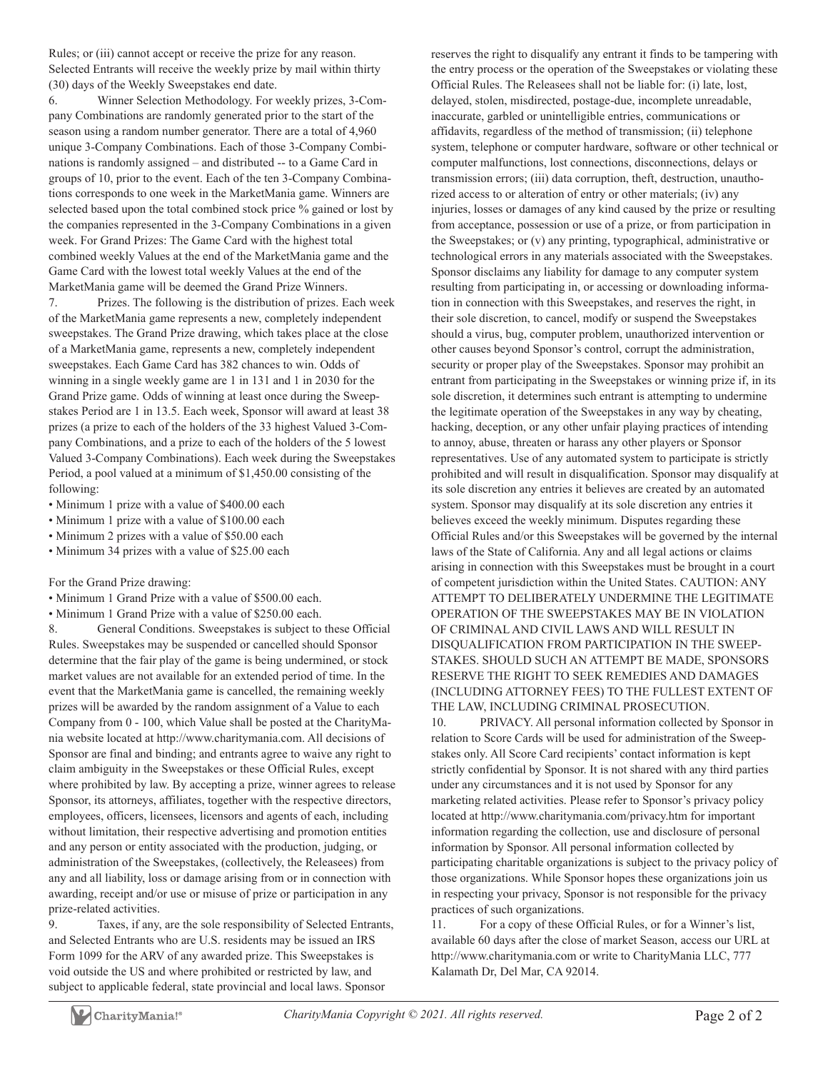Rules; or (iii) cannot accept or receive the prize for any reason. Selected Entrants will receive the weekly prize by mail within thirty (30) days of the Weekly Sweepstakes end date.

6. Winner Selection Methodology. For weekly prizes, 3-Company Combinations are randomly generated prior to the start of the season using a random number generator. There are a total of 4,960 unique 3-Company Combinations. Each of those 3-Company Combinations is randomly assigned – and distributed -- to a Game Card in groups of 10, prior to the event. Each of the ten 3-Company Combinations corresponds to one week in the MarketMania game. Winners are selected based upon the total combined stock price % gained or lost by the companies represented in the 3-Company Combinations in a given week. For Grand Prizes: The Game Card with the highest total combined weekly Values at the end of the MarketMania game and the Game Card with the lowest total weekly Values at the end of the MarketMania game will be deemed the Grand Prize Winners.

7. Prizes. The following is the distribution of prizes. Each week of the MarketMania game represents a new, completely independent sweepstakes. The Grand Prize drawing, which takes place at the close of a MarketMania game, represents a new, completely independent sweepstakes. Each Game Card has 382 chances to win. Odds of winning in a single weekly game are 1 in 131 and 1 in 2030 for the Grand Prize game. Odds of winning at least once during the Sweepstakes Period are 1 in 13.5. Each week, Sponsor will award at least 38 prizes (a prize to each of the holders of the 33 highest Valued 3-Company Combinations, and a prize to each of the holders of the 5 lowest Valued 3-Company Combinations). Each week during the Sweepstakes Period, a pool valued at a minimum of $1,450.00 consisting of the following:

- Minimum 1 prize with a value of $400.00 each
- Minimum 1 prize with a value of $100.00 each
- Minimum 2 prizes with a value of $50.00 each
- Minimum 34 prizes with a value of $25.00 each

For the Grand Prize drawing:

- Minimum 1 Grand Prize with a value of $500.00 each.
- Minimum 1 Grand Prize with a value of $250.00 each.

8. General Conditions. Sweepstakes is subject to these Official Rules. Sweepstakes may be suspended or cancelled should Sponsor determine that the fair play of the game is being undermined, or stock market values are not available for an extended period of time. In the event that the MarketMania game is cancelled, the remaining weekly prizes will be awarded by the random assignment of a Value to each Company from 0 - 100, which Value shall be posted at the CharityMania website located at http://www.charitymania.com. All decisions of Sponsor are final and binding; and entrants agree to waive any right to claim ambiguity in the Sweepstakes or these Official Rules, except where prohibited by law. By accepting a prize, winner agrees to release Sponsor, its attorneys, affiliates, together with the respective directors, employees, officers, licensees, licensors and agents of each, including without limitation, their respective advertising and promotion entities and any person or entity associated with the production, judging, or administration of the Sweepstakes, (collectively, the Releasees) from any and all liability, loss or damage arising from or in connection with awarding, receipt and/or use or misuse of prize or participation in any prize-related activities.

9. Taxes, if any, are the sole responsibility of Selected Entrants, and Selected Entrants who are U.S. residents may be issued an IRS Form 1099 for the ARV of any awarded prize. This Sweepstakes is void outside the US and where prohibited or restricted by law, and subject to applicable federal, state provincial and local laws. Sponsor reserves the right to disqualify any entrant it finds to be tampering with the entry process or the operation of the Sweepstakes or violating these Official Rules. The Releasees shall not be liable for: (i) late, lost, delayed, stolen, misdirected, postage-due, incomplete unreadable, inaccurate, garbled or unintelligible entries, communications or affidavits, regardless of the method of transmission; (ii) telephone system, telephone or computer hardware, software or other technical or computer malfunctions, lost connections, disconnections, delays or transmission errors; (iii) data corruption, theft, destruction, unauthorized access to or alteration of entry or other materials; (iv) any injuries, losses or damages of any kind caused by the prize or resulting from acceptance, possession or use of a prize, or from participation in the Sweepstakes; or (v) any printing, typographical, administrative or technological errors in any materials associated with the Sweepstakes. Sponsor disclaims any liability for damage to any computer system resulting from participating in, or accessing or downloading information in connection with this Sweepstakes, and reserves the right, in their sole discretion, to cancel, modify or suspend the Sweepstakes should a virus, bug, computer problem, unauthorized intervention or other causes beyond Sponsor's control, corrupt the administration, security or proper play of the Sweepstakes. Sponsor may prohibit an entrant from participating in the Sweepstakes or winning prize if, in its sole discretion, it determines such entrant is attempting to undermine the legitimate operation of the Sweepstakes in any way by cheating, hacking, deception, or any other unfair playing practices of intending to annoy, abuse, threaten or harass any other players or Sponsor representatives. Use of any automated system to participate is strictly prohibited and will result in disqualification. Sponsor may disqualify at its sole discretion any entries it believes are created by an automated system. Sponsor may disqualify at its sole discretion any entries it believes exceed the weekly minimum. Disputes regarding these Official Rules and/or this Sweepstakes will be governed by the internal laws of the State of California. Any and all legal actions or claims arising in connection with this Sweepstakes must be brought in a court of competent jurisdiction within the United States. CAUTION: ANY ATTEMPT TO DELIBERATELY UNDERMINE THE LEGITIMATE OPERATION OF THE SWEEPSTAKES MAY BE IN VIOLATION OF CRIMINAL AND CIVIL LAWS AND WILL RESULT IN DISQUALIFICATION FROM PARTICIPATION IN THE SWEEPSTAKES. SHOULD SUCH AN ATTEMPT BE MADE, SPONSORS RESERVE THE RIGHT TO SEEK REMEDIES AND DAMAGES (INCLUDING ATTORNEY FEES) TO THE FULLEST EXTENT OF THE LAW, INCLUDING CRIMINAL PROSECUTION.

10. PRIVACY. All personal information collected by Sponsor in relation to Score Cards will be used for administration of the Sweepstakes only. All Score Card recipients' contact information is kept strictly confidential by Sponsor. It is not shared with any third parties under any circumstances and it is not used by Sponsor for any marketing related activities. Please refer to Sponsor's privacy policy located at http://www.charitymania.com/privacy.htm for important information regarding the collection, use and disclosure of personal information by Sponsor. All personal information collected by participating charitable organizations is subject to the privacy policy of those organizations. While Sponsor hopes these organizations join us in respecting your privacy, Sponsor is not responsible for the privacy practices of such organizations.

11. For a copy of these Official Rules, or for a Winner's list, available 60 days after the close of market Season, access our URL at http://www.charitymania.com or write to CharityMania LLC, 777 Kalamath Dr, Del Mar, CA 92014.